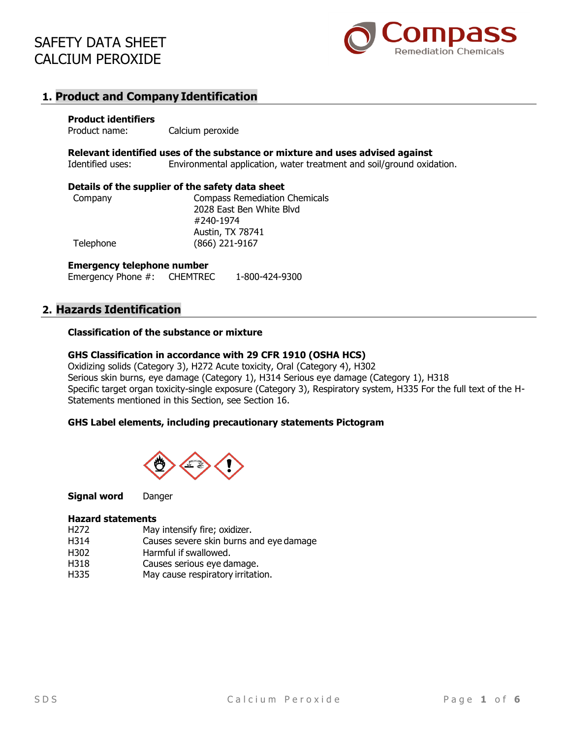# SAFETY DATA SHEET
# CALCIUM PEROXIDE

Compass Remediation Chemicals

## 1. Product and Company Identification

**Product identifiers**

Product name: Calcium peroxide

**Relevant identified uses of the substance or mixture and uses advised against**

Identified uses: Environmental application, water treatment and soil/ground oxidation.

**Details of the supplier of the safety data sheet**

Company: Compass Remediation Chemicals
2028 East Ben White Blvd
#240-1974
Austin, TX 78741

Telephone: (866) 221-9167

**Emergency telephone number**

Emergency Phone #: CHEMTREC 1-800-424-9300

## 2. Hazards Identification

**Classification of the substance or mixture**

**GHS Classification in accordance with 29 CFR 1910 (OSHA HCS)**

Oxidizing solids (Category 3), H272 Acute toxicity, Oral (Category 4), H302
Serious skin burns, eye damage (Category 1), H314 Serious eye damage (Category 1), H318
Specific target organ toxicity-single exposure (Category 3), Respiratory system, H335 For the full text of the H-Statements mentioned in this Section, see Section 16.

**GHS Label elements, including precautionary statements Pictogram**

**Signal word** Danger

**Hazard statements**

| | |
|---|---|
| H272 | May intensify fire; oxidizer. |
| H314 | Causes severe skin burns and eye damage |
| H302 | Harmful if swallowed. |
| H318 | Causes serious eye damage. |
| H335 | May cause respiratory irritation. |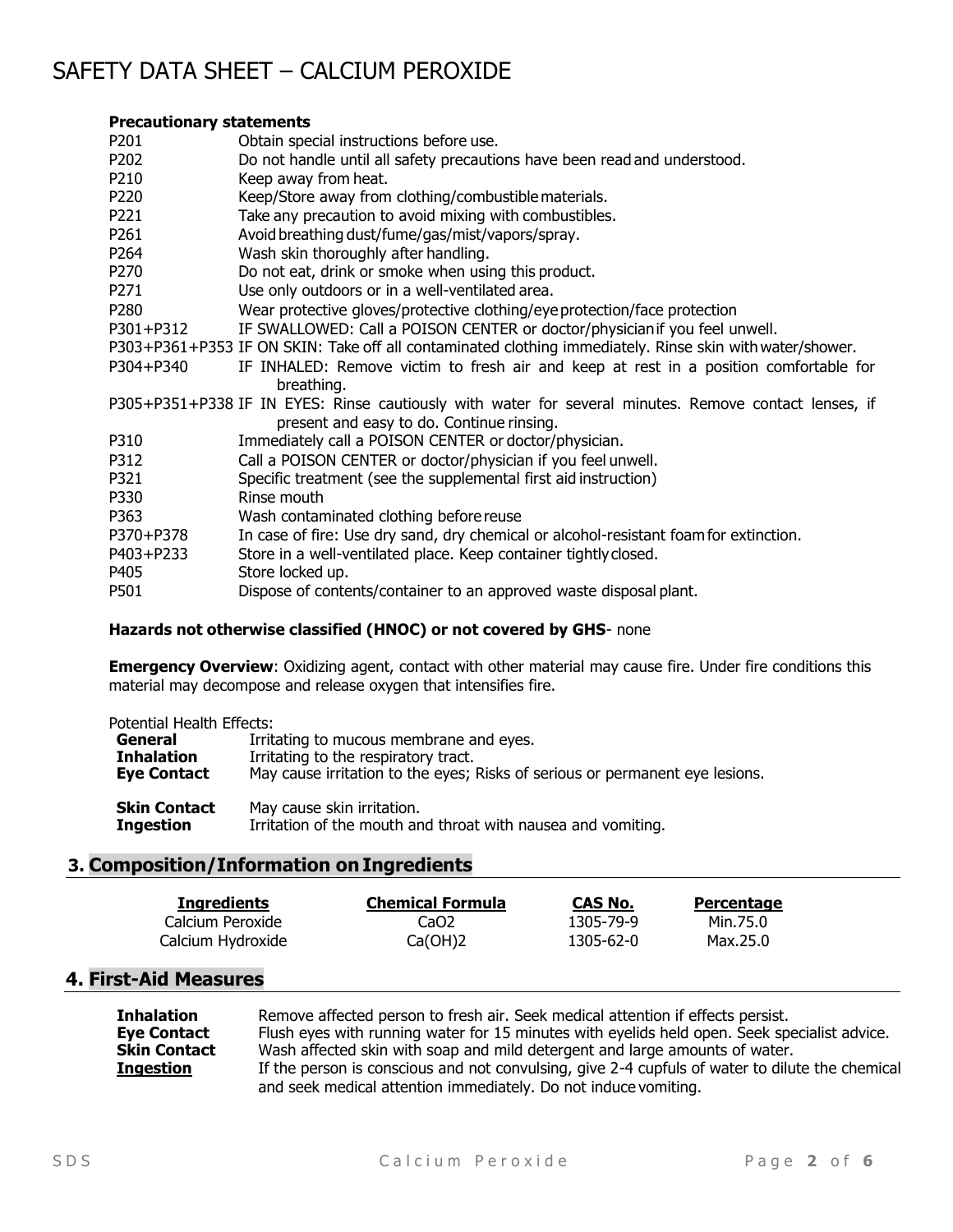# SAFETY DATA SHEET – CALCIUM PEROXIDE

**Precautionary statements**

| | |
|---|---|
| P201 | Obtain special instructions before use. |
| P202 | Do not handle until all safety precautions have been read and understood. |
| P210 | Keep away from heat. |
| P220 | Keep/Store away from clothing/combustible materials. |
| P221 | Take any precaution to avoid mixing with combustibles. |
| P261 | Avoid breathing dust/fume/gas/mist/vapors/spray. |
| P264 | Wash skin thoroughly after handling. |
| P270 | Do not eat, drink or smoke when using this product. |
| P271 | Use only outdoors or in a well-ventilated area. |
| P280 | Wear protective gloves/protective clothing/eye protection/face protection |
| P301+P312 | IF SWALLOWED: Call a POISON CENTER or doctor/physician if you feel unwell. |
| P303+P361+P353 | IF ON SKIN: Take off all contaminated clothing immediately. Rinse skin with water/shower. |
| P304+P340 | IF INHALED: Remove victim to fresh air and keep at rest in a position comfortable for breathing. |
| P305+P351+P338 | IF IN EYES: Rinse cautiously with water for several minutes. Remove contact lenses, if present and easy to do. Continue rinsing. |
| P310 | Immediately call a POISON CENTER or doctor/physician. |
| P312 | Call a POISON CENTER or doctor/physician if you feel unwell. |
| P321 | Specific treatment (see the supplemental first aid instruction) |
| P330 | Rinse mouth |
| P363 | Wash contaminated clothing before reuse |
| P370+P378 | In case of fire: Use dry sand, dry chemical or alcohol-resistant foam for extinction. |
| P403+P233 | Store in a well-ventilated place. Keep container tightly closed. |
| P405 | Store locked up. |
| P501 | Dispose of contents/container to an approved waste disposal plant. |

**Hazards not otherwise classified (HNOC) or not covered by GHS**- none

**Emergency Overview**: Oxidizing agent, contact with other material may cause fire. Under fire conditions this material may decompose and release oxygen that intensifies fire.

Potential Health Effects:

| | |
|---|---|
| **General** | Irritating to mucous membrane and eyes. |
| **Inhalation** | Irritating to the respiratory tract. |
| **Eye Contact** | May cause irritation to the eyes; Risks of serious or permanent eye lesions. |
| **Skin Contact** | May cause skin irritation. |
| **Ingestion** | Irritation of the mouth and throat with nausea and vomiting. |

## 3. Composition/Information on Ingredients

| Ingredients | Chemical Formula | CAS No. | Percentage |
|---|---|---|---|
| Calcium Peroxide | $CaO_2$ | 1305-79-9 | Min.75.0 |
| Calcium Hydroxide | $Ca(OH)_2$ | 1305-62-0 | Max.25.0 |

## 4. First-Aid Measures

| | |
|---|---|
| **Inhalation** | Remove affected person to fresh air. Seek medical attention if effects persist. |
| **Eye Contact** | Flush eyes with running water for 15 minutes with eyelids held open. Seek specialist advice. |
| **Skin Contact** | Wash affected skin with soap and mild detergent and large amounts of water. |
| **Ingestion** | If the person is conscious and not convulsing, give 2-4 cupfuls of water to dilute the chemical and seek medical attention immediately. Do not induce vomiting. |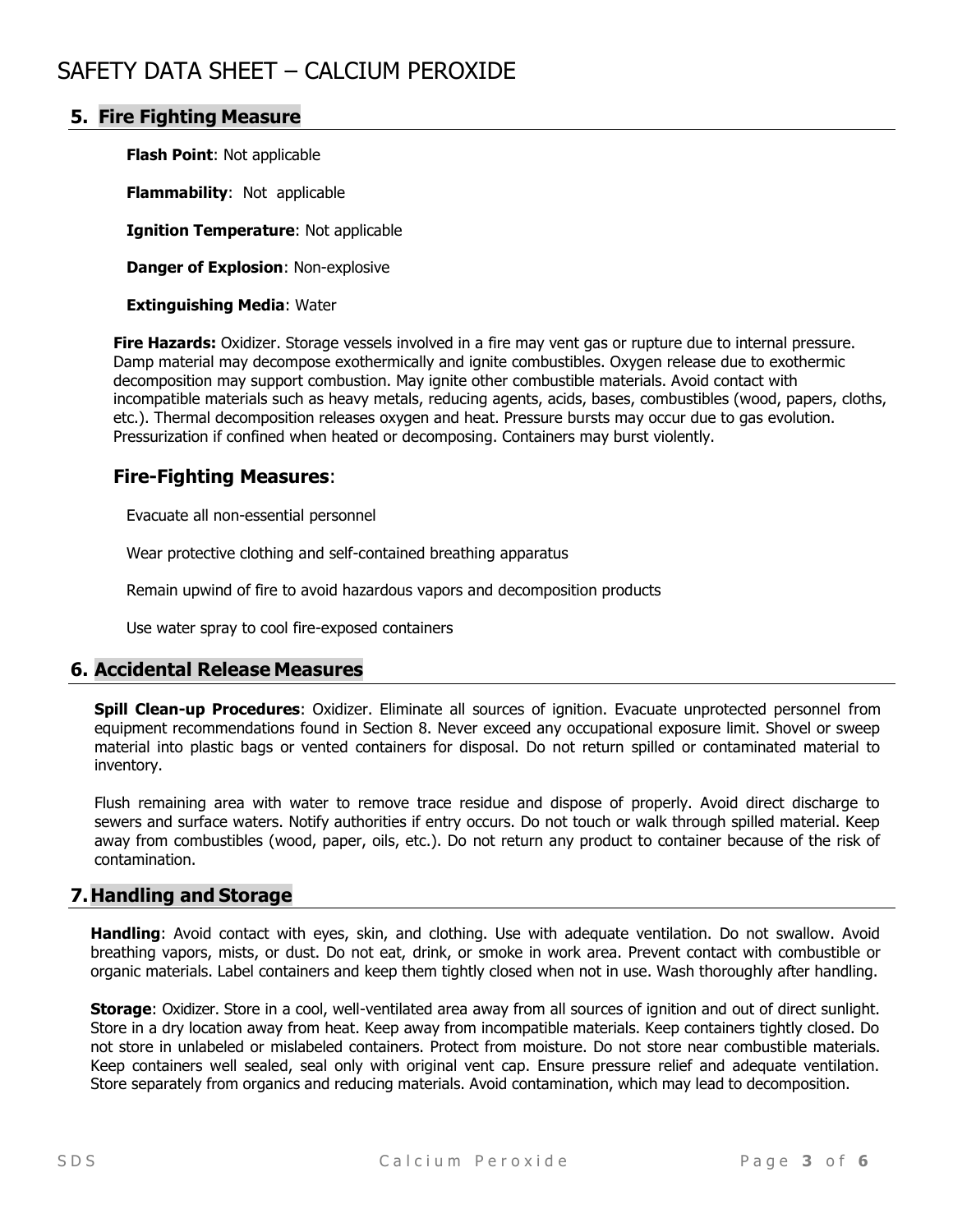# SAFETY DATA SHEET – CALCIUM PEROXIDE

## 5. Fire Fighting Measure

**Flash Point**: Not applicable

**Flammability**: Not applicable

**Ignition Temperature**: Not applicable

**Danger of Explosion**: Non-explosive

**Extinguishing Media**: Water

**Fire Hazards:** Oxidizer. Storage vessels involved in a fire may vent gas or rupture due to internal pressure. Damp material may decompose exothermically and ignite combustibles. Oxygen release due to exothermic decomposition may support combustion. May ignite other combustible materials. Avoid contact with incompatible materials such as heavy metals, reducing agents, acids, bases, combustibles (wood, papers, cloths, etc.). Thermal decomposition releases oxygen and heat. Pressure bursts may occur due to gas evolution. Pressurization if confined when heated or decomposing. Containers may burst violently.

### Fire-Fighting Measures:

Evacuate all non-essential personnel

Wear protective clothing and self-contained breathing apparatus

Remain upwind of fire to avoid hazardous vapors and decomposition products

Use water spray to cool fire-exposed containers

## 6. Accidental Release Measures

**Spill Clean-up Procedures**: Oxidizer. Eliminate all sources of ignition. Evacuate unprotected personnel from equipment recommendations found in Section 8. Never exceed any occupational exposure limit. Shovel or sweep material into plastic bags or vented containers for disposal. Do not return spilled or contaminated material to inventory.

Flush remaining area with water to remove trace residue and dispose of properly. Avoid direct discharge to sewers and surface waters. Notify authorities if entry occurs. Do not touch or walk through spilled material. Keep away from combustibles (wood, paper, oils, etc.). Do not return any product to container because of the risk of contamination.

## 7. Handling and Storage

**Handling**: Avoid contact with eyes, skin, and clothing. Use with adequate ventilation. Do not swallow. Avoid breathing vapors, mists, or dust. Do not eat, drink, or smoke in work area. Prevent contact with combustible or organic materials. Label containers and keep them tightly closed when not in use. Wash thoroughly after handling.

**Storage**: Oxidizer. Store in a cool, well-ventilated area away from all sources of ignition and out of direct sunlight. Store in a dry location away from heat. Keep away from incompatible materials. Keep containers tightly closed. Do not store in unlabeled or mislabeled containers. Protect from moisture. Do not store near combustible materials. Keep containers well sealed, seal only with original vent cap. Ensure pressure relief and adequate ventilation. Store separately from organics and reducing materials. Avoid contamination, which may lead to decomposition.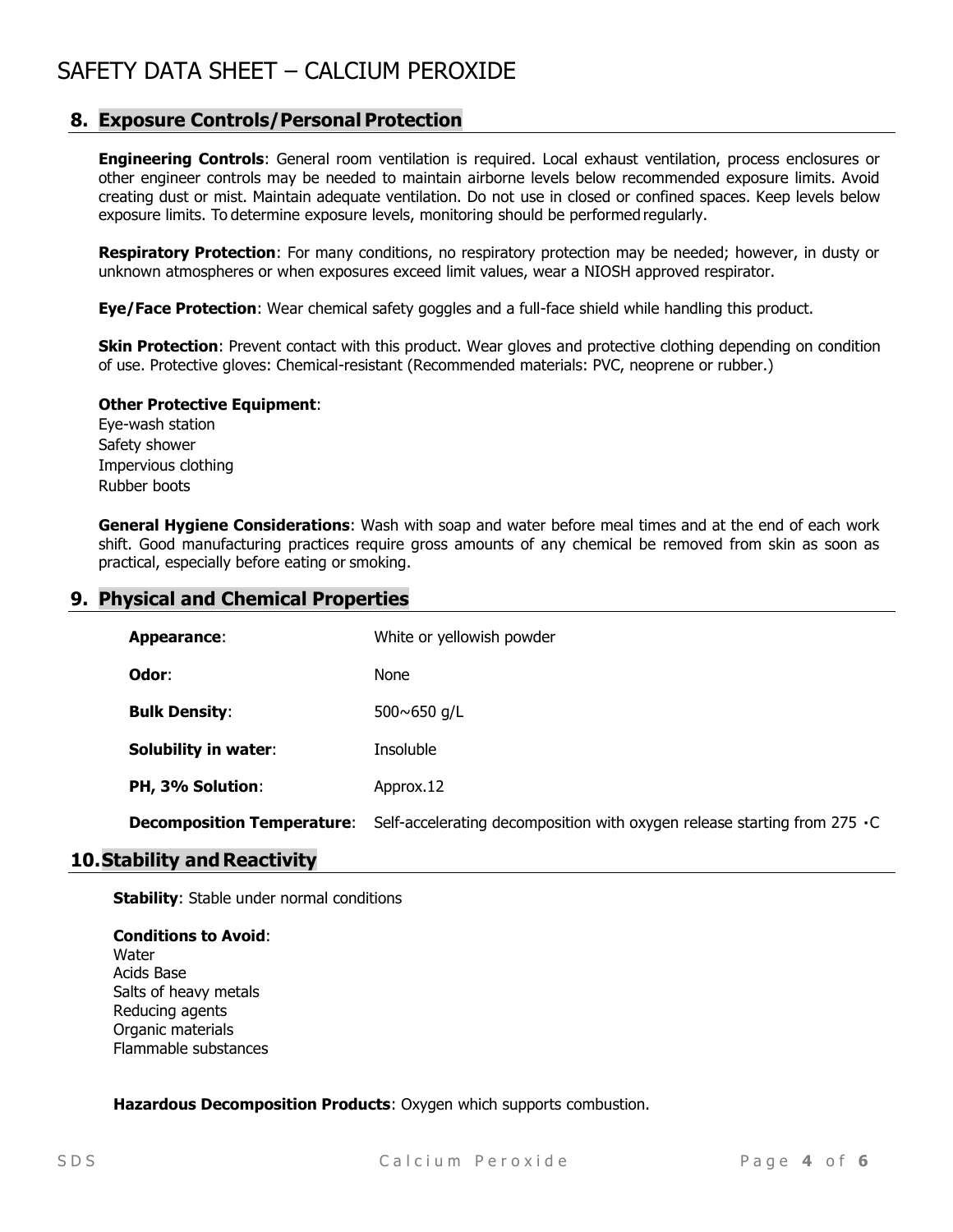# SAFETY DATA SHEET – CALCIUM PEROXIDE

## 8. Exposure Controls/Personal Protection

**Engineering Controls**: General room ventilation is required. Local exhaust ventilation, process enclosures or other engineer controls may be needed to maintain airborne levels below recommended exposure limits. Avoid creating dust or mist. Maintain adequate ventilation. Do not use in closed or confined spaces. Keep levels below exposure limits. To determine exposure levels, monitoring should be performed regularly.

**Respiratory Protection**: For many conditions, no respiratory protection may be needed; however, in dusty or unknown atmospheres or when exposures exceed limit values, wear a NIOSH approved respirator.

**Eye/Face Protection**: Wear chemical safety goggles and a full-face shield while handling this product.

**Skin Protection**: Prevent contact with this product. Wear gloves and protective clothing depending on condition of use. Protective gloves: Chemical-resistant (Recommended materials: PVC, neoprene or rubber.)

**Other Protective Equipment**:
Eye-wash station
Safety shower
Impervious clothing
Rubber boots

**General Hygiene Considerations**: Wash with soap and water before meal times and at the end of each work shift. Good manufacturing practices require gross amounts of any chemical be removed from skin as soon as practical, especially before eating or smoking.

## 9. Physical and Chemical Properties

| | |
|---|---|
| **Appearance**: | White or yellowish powder |
| **Odor**: | None |
| **Bulk Density**: | 500~650 g/L |
| **Solubility in water**: | Insoluble |
| **PH, 3% Solution**: | Approx.12 |
| **Decomposition Temperature**: | Self-accelerating decomposition with oxygen release starting from 275 ·C |

## 10. Stability and Reactivity

**Stability**: Stable under normal conditions

**Conditions to Avoid**:
Water
Acids Base
Salts of heavy metals
Reducing agents
Organic materials
Flammable substances

**Hazardous Decomposition Products**: Oxygen which supports combustion.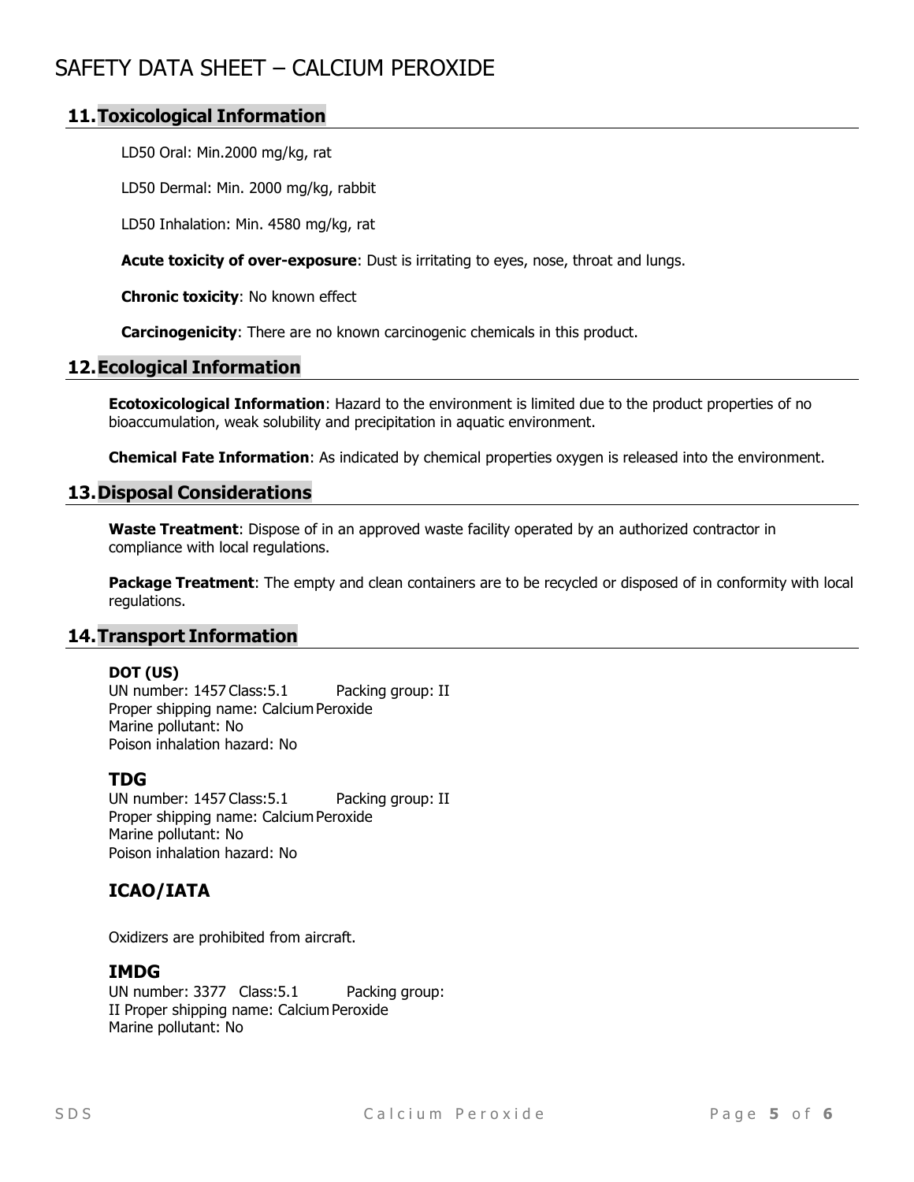# SAFETY DATA SHEET – CALCIUM PEROXIDE

## 11. Toxicological Information

LD50 Oral: Min.2000 mg/kg, rat

LD50 Dermal: Min. 2000 mg/kg, rabbit

LD50 Inhalation: Min. 4580 mg/kg, rat

**Acute toxicity of over-exposure**: Dust is irritating to eyes, nose, throat and lungs.

**Chronic toxicity**: No known effect

**Carcinogenicity**: There are no known carcinogenic chemicals in this product.

## 12. Ecological Information

**Ecotoxicological Information**: Hazard to the environment is limited due to the product properties of no bioaccumulation, weak solubility and precipitation in aquatic environment.

**Chemical Fate Information**: As indicated by chemical properties oxygen is released into the environment.

## 13. Disposal Considerations

**Waste Treatment**: Dispose of in an approved waste facility operated by an authorized contractor in compliance with local regulations.

**Package Treatment**: The empty and clean containers are to be recycled or disposed of in conformity with local regulations.

## 14. Transport Information

**DOT (US)**
UN number: 1457 Class:5.1 Packing group: II
Proper shipping name: Calcium Peroxide
Marine pollutant: No
Poison inhalation hazard: No

### TDG

UN number: 1457 Class:5.1 Packing group: II
Proper shipping name: Calcium Peroxide
Marine pollutant: No
Poison inhalation hazard: No

### ICAO/IATA

Oxidizers are prohibited from aircraft.

### IMDG

UN number: 3377 Class:5.1 Packing group:
II Proper shipping name: Calcium Peroxide
Marine pollutant: No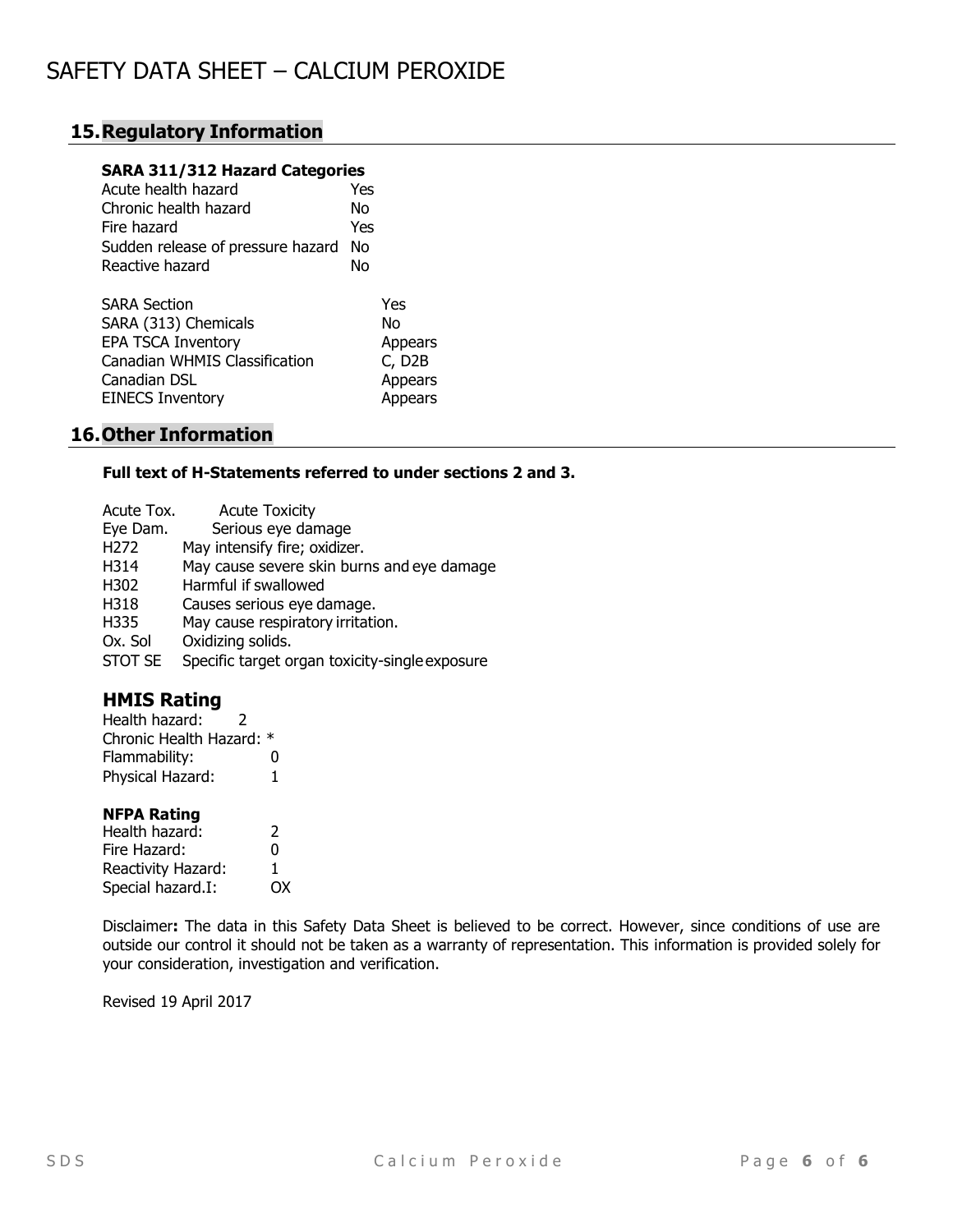# SAFETY DATA SHEET – CALCIUM PEROXIDE

## 15. Regulatory Information

**SARA 311/312 Hazard Categories**

| | |
|---|---|
| Acute health hazard | Yes |
| Chronic health hazard | No |
| Fire hazard | Yes |
| Sudden release of pressure hazard | No |
| Reactive hazard | No |

| | |
|---|---|
| SARA Section | Yes |
| SARA (313) Chemicals | No |
| EPA TSCA Inventory | Appears |
| Canadian WHMIS Classification | C, D2B |
| Canadian DSL | Appears |
| EINECS Inventory | Appears |

## 16. Other Information

**Full text of H-Statements referred to under sections 2 and 3.**

| | |
|---|---|
| Acute Tox. | Acute Toxicity |
| Eye Dam. | Serious eye damage |
| H272 | May intensify fire; oxidizer. |
| H314 | May cause severe skin burns and eye damage |
| H302 | Harmful if swallowed |
| H318 | Causes serious eye damage. |
| H335 | May cause respiratory irritation. |
| Ox. Sol | Oxidizing solids. |
| STOT SE | Specific target organ toxicity-single exposure |

### HMIS Rating

| | |
|---|---|
| Health hazard: | 2 |
| Chronic Health Hazard: | * |
| Flammability: | 0 |
| Physical Hazard: | 1 |

**NFPA Rating**

| | |
|---|---|
| Health hazard: | 2 |
| Fire Hazard: | 0 |
| Reactivity Hazard: | 1 |
| Special hazard.I: | OX |

Disclaimer**:** The data in this Safety Data Sheet is believed to be correct. However, since conditions of use are outside our control it should not be taken as a warranty of representation. This information is provided solely for your consideration, investigation and verification.

Revised 19 April 2017